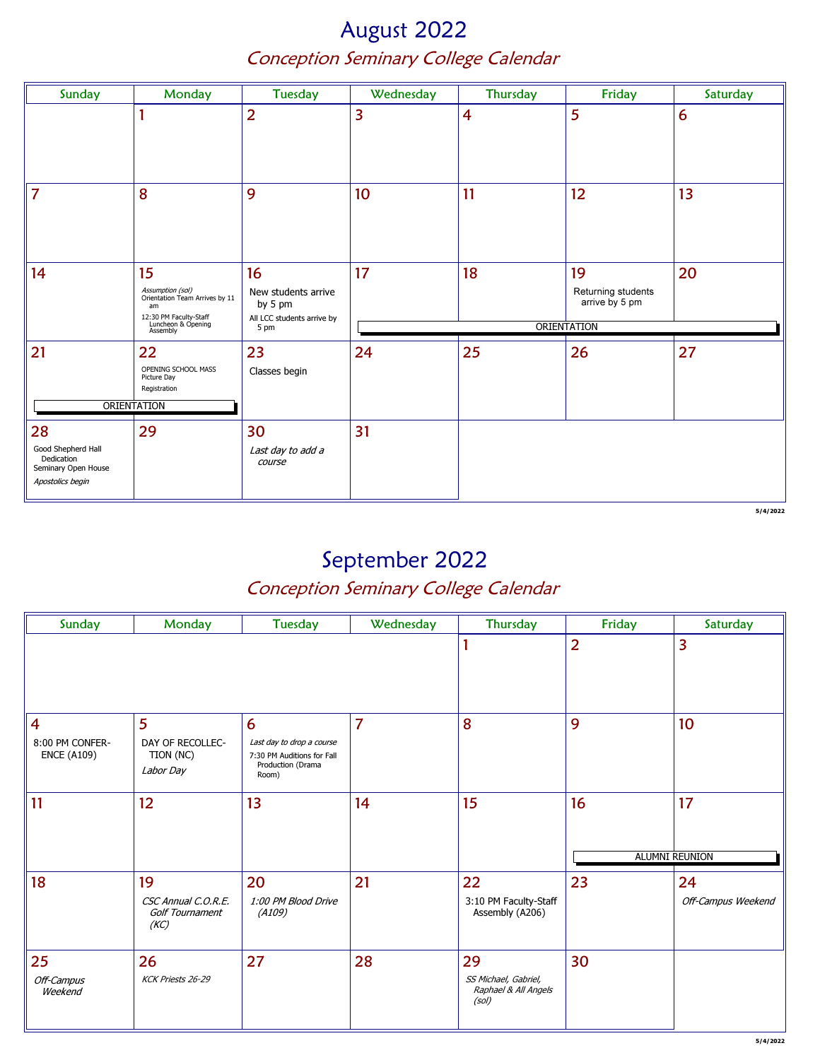# August 2022

## Conception Seminary College Calendar

| Sunday | Monday | Tuesday | Wednesday | Thursday | Friday | Saturday |
|---|---|---|---|---|---|---|
| | 1 | 2 | 3 | 4 | 5 | 6 |
| 7 | 8 | 9 | 10 | 11 | 12 | 13 |
| 14 | 15 *Assumption (sol)* Orientation Team Arrives by 11 am 12:30 PM Faculty-Staff Luncheon & Opening Assembly | 16 New students arrive by 5 pm All LCC students arrive by 5 pm | 17 ORIENTATION | 18 ORIENTATION | 19 Returning students arrive by 5 pm ORIENTATION | 20 ORIENTATION |
| 21 ORIENTATION | 22 OPENING SCHOOL MASS Picture Day Registration ORIENTATION | 23 Classes begin | 24 | 25 | 26 | 27 |
| 28 Good Shepherd Hall Dedication Seminary Open House *Apostolics begin* | 29 | 30 *Last day to add a course* | 31 | | | |

5/4/2022

# September 2022

## Conception Seminary College Calendar

| Sunday | Monday | Tuesday | Wednesday | Thursday | Friday | Saturday |
|---|---|---|---|---|---|---|
| | | | | 1 | 2 | 3 |
| 4 8:00 PM CONFERENCE (A109) | 5 DAY OF RECOLLECTION (NC) *Labor Day* | 6 *Last day to drop a course* 7:30 PM Auditions for Fall Production (Drama Room) | 7 | 8 | 9 | 10 |
| 11 | 12 | 13 | 14 | 15 | 16 ALUMNI REUNION | 17 ALUMNI REUNION |
| 18 | 19 *CSC Annual C.O.R.E. Golf Tournament (KC)* | 20 *1:00 PM Blood Drive (A109)* | 21 | 22 3:10 PM Faculty-Staff Assembly (A206) | 23 | 24 *Off-Campus Weekend* |
| 25 *Off-Campus Weekend* | 26 *KCK Priests 26-29* | 27 | 28 | 29 *SS Michael, Gabriel, Raphael & All Angels (sol)* | 30 | |

5/4/2022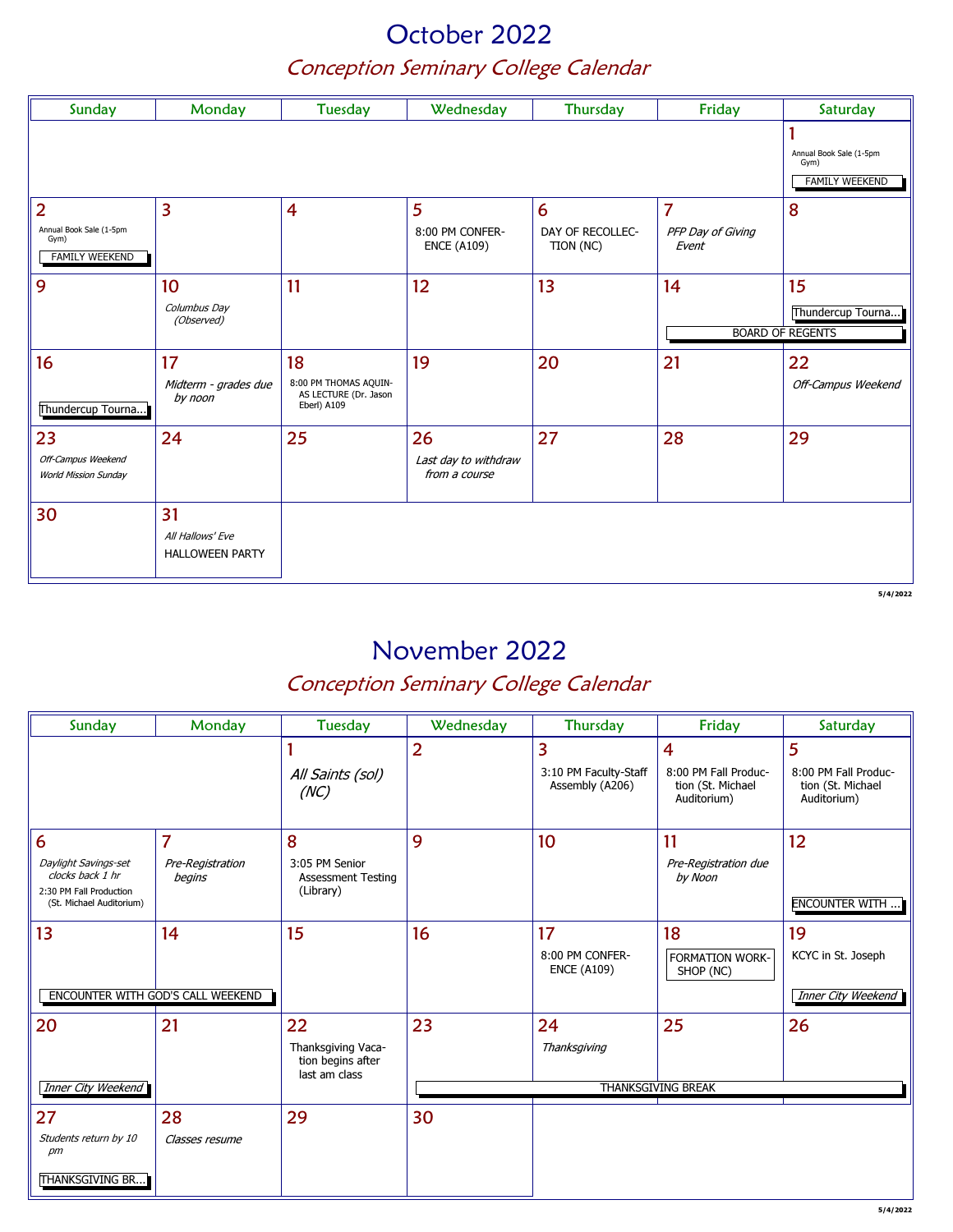# October 2022

## Conception Seminary College Calendar

| Sunday | Monday | Tuesday | Wednesday | Thursday | Friday | Saturday |
|---|---|---|---|---|---|---|
| | | | | | | 1<br>Annual Book Sale (1-5pm Gym)<br>FAMILY WEEKEND |
| 2<br>Annual Book Sale (1-5pm Gym)<br>FAMILY WEEKEND | 3 | 4 | 5<br>8:00 PM CONFERENCE (A109) | 6<br>DAY OF RECOLLECTION (NC) | 7<br>*PFP Day of Giving Event* | 8 |
| 9 | 10<br>*Columbus Day (Observed)* | 11 | 12 | 13 | 14<br>BOARD OF REGENTS | 15<br>Thundercup Tourna...<br>BOARD OF REGENTS |
| 16<br>Thundercup Tourna... | 17<br>*Midterm - grades due by noon* | 18<br>8:00 PM THOMAS AQUINAS LECTURE (Dr. Jason Eberl) A109 | 19 | 20 | 21 | 22<br>*Off-Campus Weekend* |
| 23<br>*Off-Campus Weekend*<br>*World Mission Sunday* | 24 | 25 | 26<br>*Last day to withdraw from a course* | 27 | 28 | 29 |
| 30 | 31<br>*All Hallows' Eve*<br>HALLOWEEN PARTY | | | | | |

5/4/2022

# November 2022

## Conception Seminary College Calendar

| Sunday | Monday | Tuesday | Wednesday | Thursday | Friday | Saturday |
|---|---|---|---|---|---|---|
| | | 1<br>*All Saints (sol) (NC)* | 2 | 3<br>3:10 PM Faculty-Staff Assembly (A206) | 4<br>8:00 PM Fall Production (St. Michael Auditorium) | 5<br>8:00 PM Fall Production (St. Michael Auditorium) |
| 6<br>*Daylight Savings-set clocks back 1 hr*<br>2:30 PM Fall Production (St. Michael Auditorium) | 7<br>*Pre-Registration begins* | 8<br>3:05 PM Senior Assessment Testing (Library) | 9 | 10 | 11<br>*Pre-Registration due by Noon* | 12<br>ENCOUNTER WITH ... |
| 13<br>ENCOUNTER WITH GOD'S CALL WEEKEND | 14<br>ENCOUNTER WITH GOD'S CALL WEEKEND | 15 | 16 | 17<br>8:00 PM CONFERENCE (A109) | 18<br>FORMATION WORKSHOP (NC) | 19<br>KCYC in St. Joseph<br>*Inner City Weekend* |
| 20<br>*Inner City Weekend* | 21 | 22<br>Thanksgiving Vacation begins after last am class | 23<br>THANKSGIVING BREAK | 24<br>*Thanksgiving*<br>THANKSGIVING BREAK | 25<br>THANKSGIVING BREAK | 26<br>THANKSGIVING BREAK |
| 27<br>*Students return by 10 pm*<br>THANKSGIVING BR... | 28<br>*Classes resume* | 29 | 30 | | | |

5/4/2022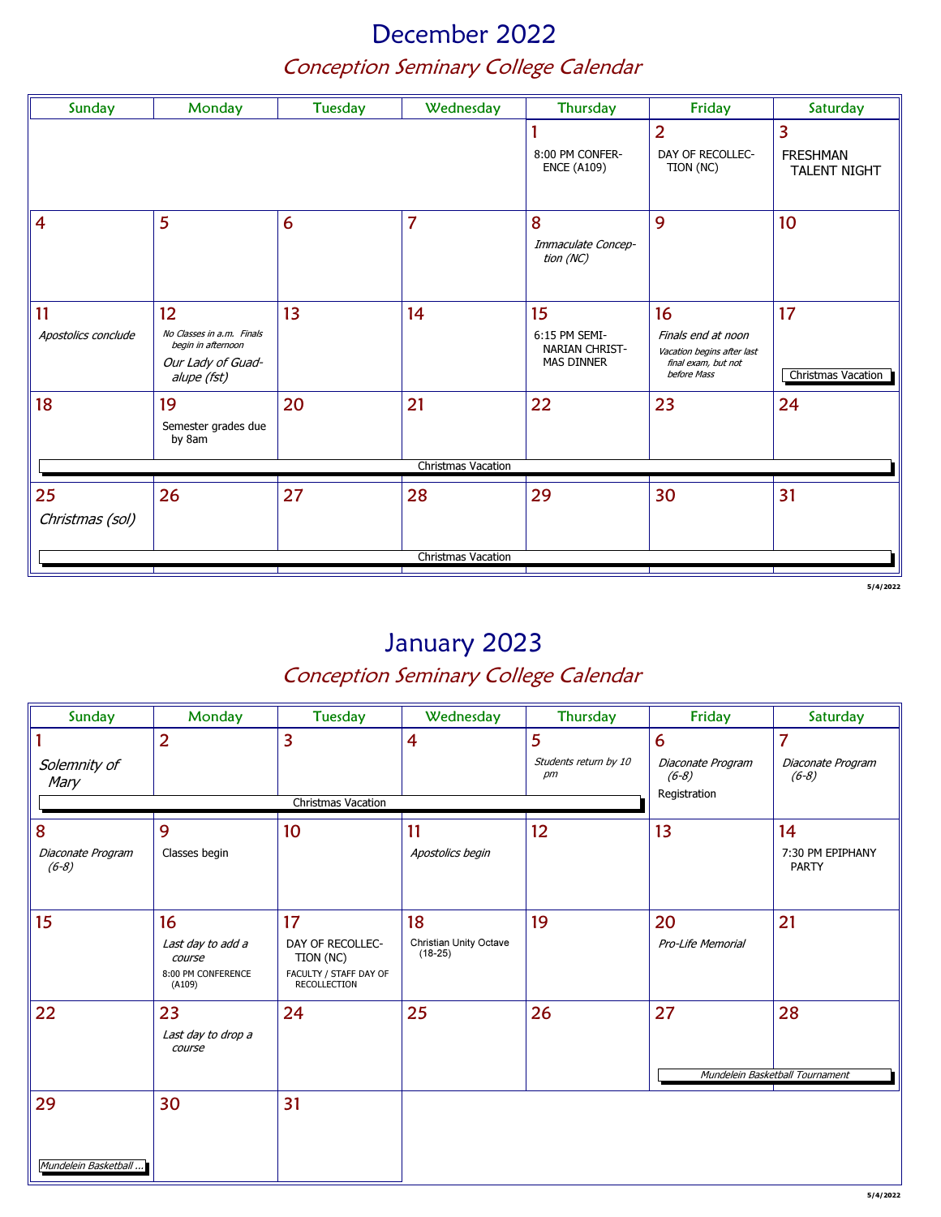# December 2022

## *Conception Seminary College Calendar*

| Sunday | Monday | Tuesday | Wednesday | Thursday | Friday | Saturday |
|---|---|---|---|---|---|---|
| | | | | 1<br>8:00 PM CONFERENCE (A109) | 2<br>DAY OF RECOLLECTION (NC) | 3<br>FRESHMAN TALENT NIGHT |
| 4 | 5 | 6 | 7 | 8<br>*Immaculate Conception (NC)* | 9 | 10 |
| 11<br>*Apostolics conclude* | 12<br>*No Classes in a.m. Finals begin in afternoon*<br>*Our Lady of Guadalupe (fst)* | 13 | 14 | 15<br>6:15 PM SEMINARIAN CHRISTMAS DINNER | 16<br>*Finals end at noon*<br>*Vacation begins after last final exam, but not before Mass* | 17<br>Christmas Vacation |
| 18<br>Christmas Vacation | 19<br>Semester grades due by 8am<br>Christmas Vacation | 20<br>Christmas Vacation | 21<br>Christmas Vacation | 22<br>Christmas Vacation | 23<br>Christmas Vacation | 24<br>Christmas Vacation |
| 25<br>*Christmas (sol)*<br>Christmas Vacation | 26<br>Christmas Vacation | 27<br>Christmas Vacation | 28<br>Christmas Vacation | 29<br>Christmas Vacation | 30<br>Christmas Vacation | 31<br>Christmas Vacation |

5/4/2022

# January 2023

## *Conception Seminary College Calendar*

| Sunday | Monday | Tuesday | Wednesday | Thursday | Friday | Saturday |
|---|---|---|---|---|---|---|
| 1<br>*Solemnity of Mary*<br>Christmas Vacation | 2<br>Christmas Vacation | 3<br>Christmas Vacation | 4<br>Christmas Vacation | 5<br>*Students return by 10 pm*<br>Christmas Vacation | 6<br>*Diaconate Program (6-8)*<br>Registration | 7<br>*Diaconate Program (6-8)* |
| 8<br>*Diaconate Program (6-8)* | 9<br>Classes begin | 10 | 11<br>*Apostolics begin* | 12 | 13 | 14<br>7:30 PM EPIPHANY PARTY |
| 15 | 16<br>*Last day to add a course*<br>8:00 PM CONFERENCE (A109) | 17<br>DAY OF RECOLLECTION (NC)<br>FACULTY / STAFF DAY OF RECOLLECTION | 18<br>Christian Unity Octave (18-25) | 19 | 20<br>*Pro-Life Memorial* | 21 |
| 22 | 23<br>*Last day to drop a course* | 24 | 25 | 26 | 27<br>*Mundelein Basketball Tournament* | 28<br>*Mundelein Basketball Tournament* |
| 29<br>*Mundelein Basketball ...* | 30 | 31 | | | | |

5/4/2022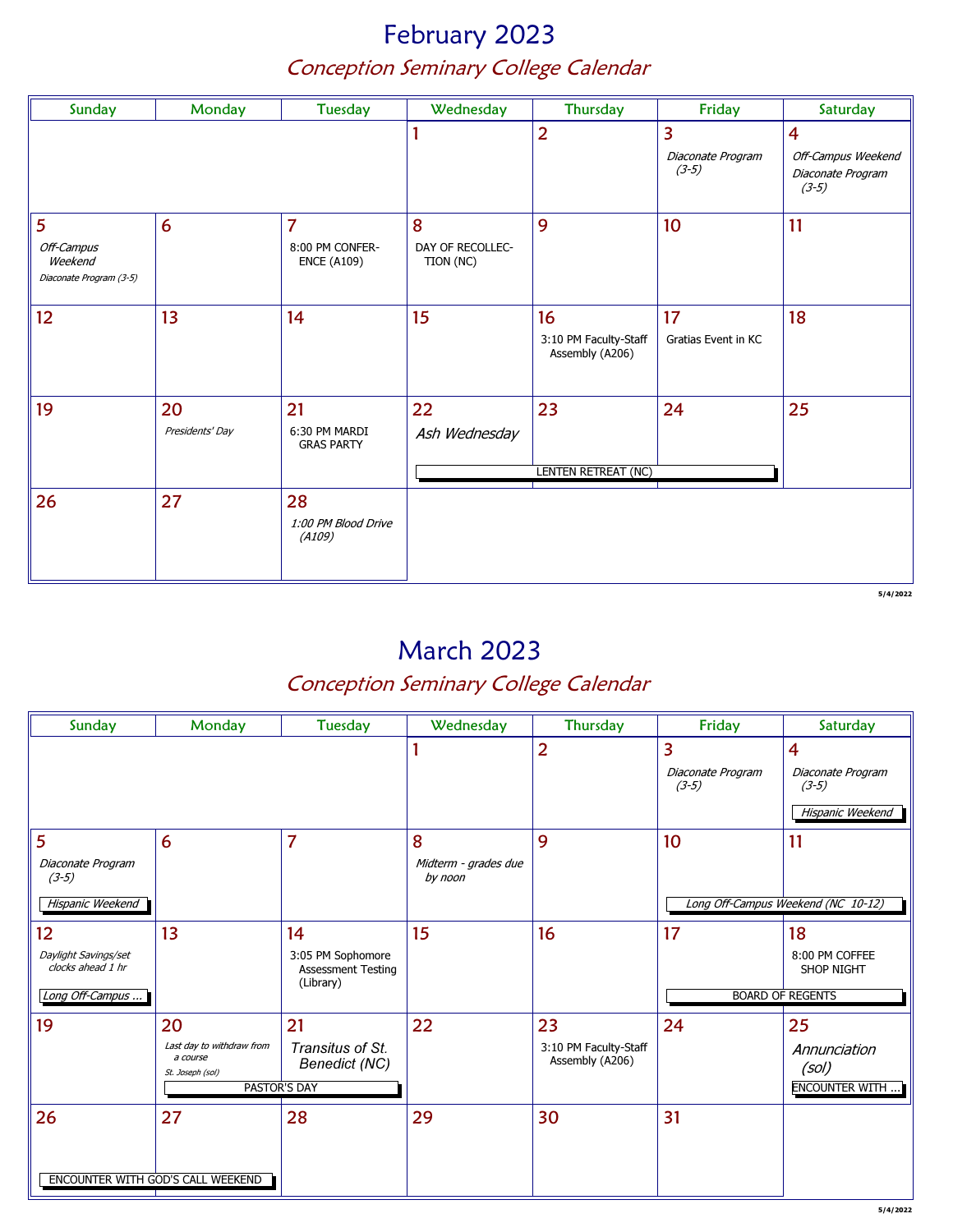# February 2023

## Conception Seminary College Calendar

| Sunday | Monday | Tuesday | Wednesday | Thursday | Friday | Saturday |
|---|---|---|---|---|---|---|
| | | | 1 | 2 | 3 *Diaconate Program (3-5)* | 4 *Off-Campus Weekend* *Diaconate Program (3-5)* |
| 5 *Off-Campus Weekend* *Diaconate Program (3-5)* | 6 | 7 8:00 PM CONFERENCE (A109) | 8 DAY OF RECOLLECTION (NC) | 9 | 10 | 11 |
| 12 | 13 | 14 | 15 | 16 3:10 PM Faculty-Staff Assembly (A206) | 17 Gratias Event in KC | 18 |
| 19 | 20 *Presidents' Day* | 21 6:30 PM MARDI GRAS PARTY | 22 *Ash Wednesday* LENTEN RETREAT (NC) | 23 LENTEN RETREAT (NC) | 24 LENTEN RETREAT (NC) | 25 |
| 26 | 27 | 28 *1:00 PM Blood Drive (A109)* | | | | |

5/4/2022

# March 2023

## Conception Seminary College Calendar

| Sunday | Monday | Tuesday | Wednesday | Thursday | Friday | Saturday |
|---|---|---|---|---|---|---|
| | | | 1 | 2 | 3 *Diaconate Program (3-5)* | 4 *Diaconate Program (3-5)* *Hispanic Weekend* |
| 5 *Diaconate Program (3-5)* *Hispanic Weekend* | 6 | 7 | 8 *Midterm - grades due by noon* | 9 | 10 *Long Off-Campus Weekend (NC 10-12)* | 11 *Long Off-Campus Weekend (NC 10-12)* |
| 12 *Daylight Savings/set clocks ahead 1 hr* *Long Off-Campus ...* | 13 | 14 3:05 PM Sophomore Assessment Testing (Library) | 15 | 16 | 17 BOARD OF REGENTS | 18 8:00 PM COFFEE SHOP NIGHT BOARD OF REGENTS |
| 19 | 20 *Last day to withdraw from a course* *St. Joseph (sol)* PASTOR'S DAY | 21 *Transitus of St. Benedict (NC)* PASTOR'S DAY | 22 | 23 3:10 PM Faculty-Staff Assembly (A206) | 24 | 25 *Annunciation (sol)* ENCOUNTER WITH ... |
| 26 ENCOUNTER WITH GOD'S CALL WEEKEND | 27 ENCOUNTER WITH GOD'S CALL WEEKEND | 28 | 29 | 30 | 31 | |

5/4/2022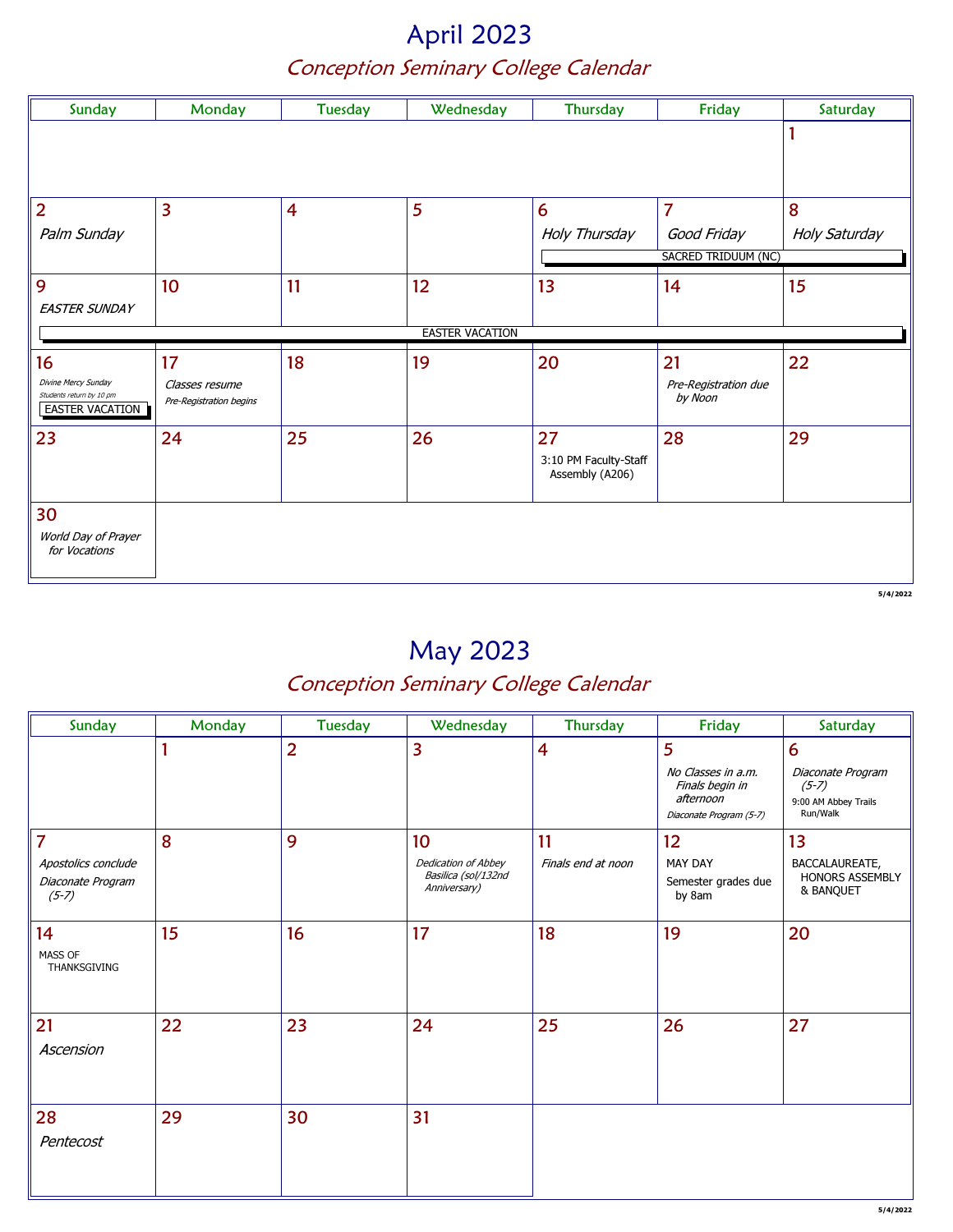# April 2023

## *Conception Seminary College Calendar*

| Sunday | Monday | Tuesday | Wednesday | Thursday | Friday | Saturday |
|---|---|---|---|---|---|---|
| | | | | | | 1 |
| 2 *Palm Sunday* | 3 | 4 | 5 | 6 *Holy Thursday* SACRED TRIDUUM (NC) | 7 *Good Friday* SACRED TRIDUUM (NC) | 8 *Holy Saturday* SACRED TRIDUUM (NC) |
| 9 *EASTER SUNDAY* EASTER VACATION | 10 EASTER VACATION | 11 EASTER VACATION | 12 EASTER VACATION | 13 EASTER VACATION | 14 EASTER VACATION | 15 EASTER VACATION |
| 16 *Divine Mercy Sunday* *Students return by 10 pm* EASTER VACATION | 17 *Classes resume* *Pre-Registration begins* | 18 | 19 | 20 | 21 *Pre-Registration due by Noon* | 22 |
| 23 | 24 | 25 | 26 | 27 3:10 PM Faculty-Staff Assembly (A206) | 28 | 29 |
| 30 *World Day of Prayer for Vocations* | | | | | | |

5/4/2022

# May 2023

## *Conception Seminary College Calendar*

| Sunday | Monday | Tuesday | Wednesday | Thursday | Friday | Saturday |
|---|---|---|---|---|---|---|
| | 1 | 2 | 3 | 4 | 5 *No Classes in a.m.* *Finals begin in afternoon* *Diaconate Program (5-7)* | 6 *Diaconate Program (5-7)* 9:00 AM Abbey Trails Run/Walk |
| 7 *Apostolics conclude* *Diaconate Program (5-7)* | 8 | 9 | 10 *Dedication of Abbey Basilica (sol/132nd Anniversary)* | 11 *Finals end at noon* | 12 MAY DAY Semester grades due by 8am | 13 BACCALAUREATE, HONORS ASSEMBLY & BANQUET |
| 14 MASS OF THANKSGIVING | 15 | 16 | 17 | 18 | 19 | 20 |
| 21 *Ascension* | 22 | 23 | 24 | 25 | 26 | 27 |
| 28 *Pentecost* | 29 | 30 | 31 | | | |

5/4/2022